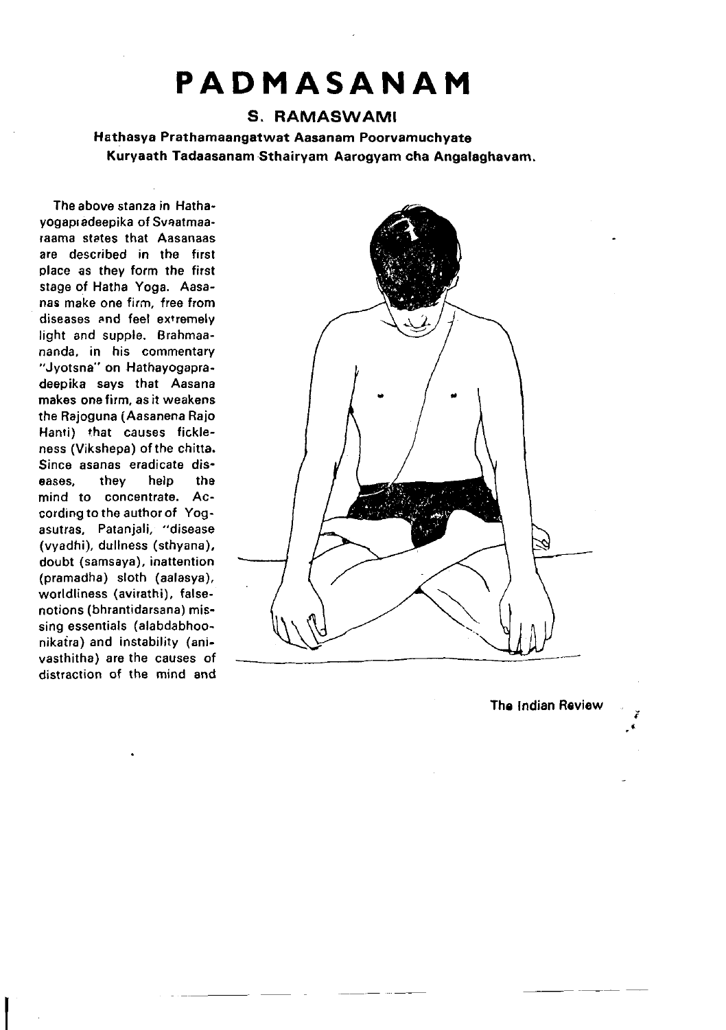# PADMASANAM

## S. RAMASWAMI

**Hathasya Prathamaangatwat Aasanam Poorvamuchyate**
**Kuryaath Tadaasanam Sthairyam Aarogyam cha Angalaghavam.**

The above stanza in Hathayogapradeepika of Svaatmaaraama states that Aasanaas are described in the first place as they form the first stage of Hatha Yoga. Aasanas make one firm, free from diseases and feel extremely light and supple. Brahmaananda, in his commentary "Jyotsna" on Hathayogapradeepika says that Aasana makes one firm, as it weakens the Rajoguna (Aasanena Rajo Hanti) that causes fickleness (Vikshepa) of the chitta. Since asanas eradicate diseases, they help the mind to concentrate. According to the author of Yogasutras, Patanjali, "disease (vyadhi), dullness (sthyana), doubt (samsaya), inattention (pramadha) sloth (aalasya), worldliness (avirathi), false-notions (bhrantidarsana) missing essentials (alabdabhoonikatra) and instability (anivasthitha) are the causes of distraction of the mind and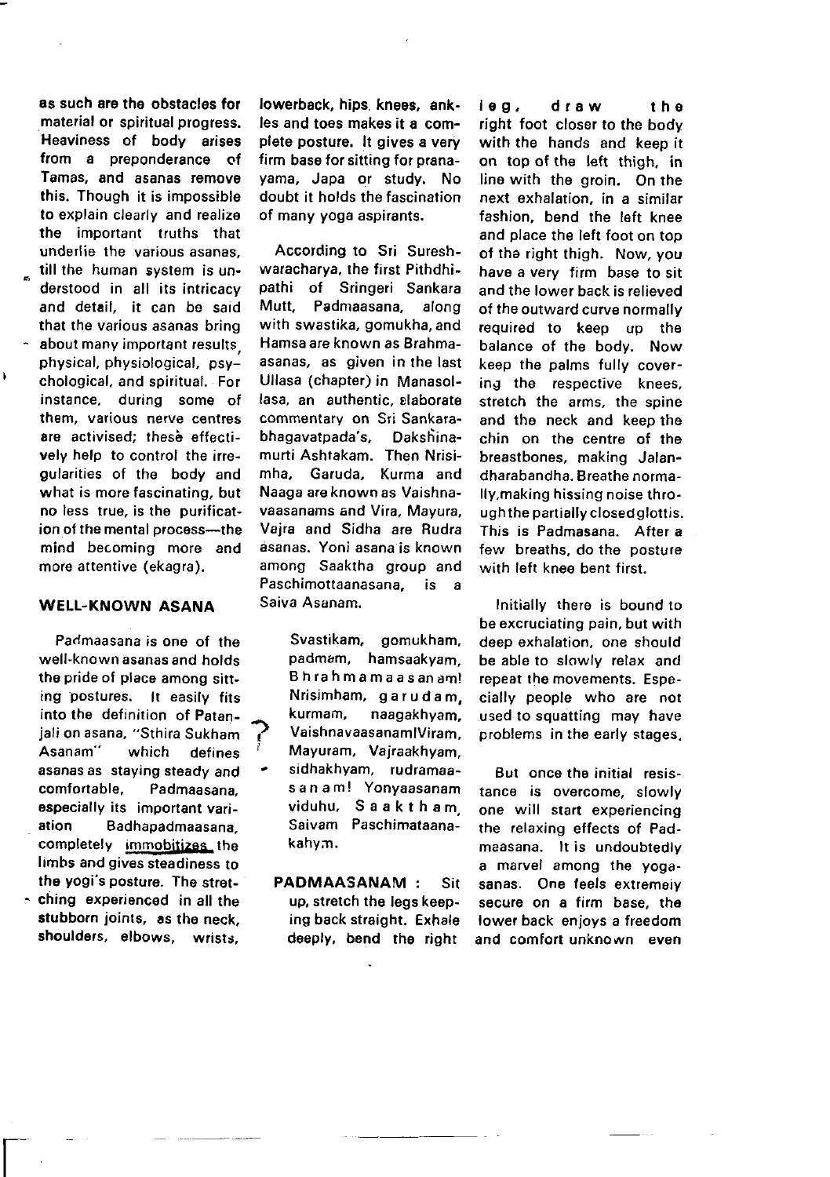as such are the obstacles for material or spiritual progress. Heaviness of body arises from a preponderance of Tamas, and asanas remove this. Though it is impossible to explain clearly and realize the important truths that underlie the various asanas, till the human system is understood in all its intricacy and detail, it can be said that the various asanas bring about many important results, physical, physiological, psychological, and spiritual. For instance, during some of them, various nerve centres are activised; these effectively help to control the irregularities of the body and what is more fascinating, but no less true, is the purification of the mental process—the mind becoming more and more attentive (ekagra).

## WELL-KNOWN ASANA

Padmaasana is one of the well-known asanas and holds the pride of place among sitting postures. It easily fits into the definition of Patanjali on asana, "Sthira Sukham Asanam" which defines asanas as staying steady and comfortable. Padmaasana, especially its important variation Badhapadmaasana, completely immobitizes the limbs and gives steadiness to the yogi's posture. The stretching experienced in all the stubborn joints, as the neck, shoulders, elbows, wrists, lowerback, hips, knees, ankles and toes makes it a complete posture. It gives a very firm base for sitting for pranayama, Japa or study. No doubt it holds the fascination of many yoga aspirants.

According to Sri Sureshwaracharya, the first Pithdhipathi of Sringeri Sankara Mutt, Padmaasana, along with swastika, gomukha, and Hamsa are known as Brahmaasanas, as given in the last Ullasa (chapter) in Manasollasa, an authentic, elaborate commentary on Sri Sankarabhagavatpada's, Dakshinamurti Ashtakam. Then Nrisimha, Garuda, Kurma and Naaga are known as Vaishnavaasanams and Vira, Mayura, Vajra and Sidha are Rudra asanas. Yoni asana is known among Saaktha group and Paschimottaanasana, is a Saiva Asanam.

> Svastikam, gomukham, padmam, hamsaakyam, Bhrahmamaasanam! Nrisimham, garudam, kurmam, naagakhyam, VaishnavaasanamIViram, Mayuram, Vajraakhyam, sidhakhyam, rudramaasanam! Yonyaasanam viduhu, Saaktham, Saivam Paschimataanakahym.

**PADMAASANAM :** Sit up, stretch the legs keeping back straight. Exhale deeply, bend the right leg, draw the right foot closer to the body with the hands and keep it on top of the left thigh, in line with the groin. On the next exhalation, in a similar fashion, bend the left knee and place the left foot on top of the right thigh. Now, you have a very firm base to sit and the lower back is relieved of the outward curve normally required to keep up the balance of the body. Now keep the palms fully covering the respective knees, stretch the arms, the spine and the neck and keep the chin on the centre of the breastbones, making Jalandharabandha. Breathe normally, making hissing noise through the partially closed glottis. This is Padmasana. After a few breaths, do the posture with left knee bent first.

Initially there is bound to be excruciating pain, but with deep exhalation, one should be able to slowly relax and repeat the movements. Especially people who are not used to squatting may have problems in the early stages.

But once the initial resistance is overcome, slowly one will start experiencing the relaxing effects of Padmaasana. It is undoubtedly a marvel among the yogasanas. One feels extremely secure on a firm base, the lower back enjoys a freedom and comfort unknown even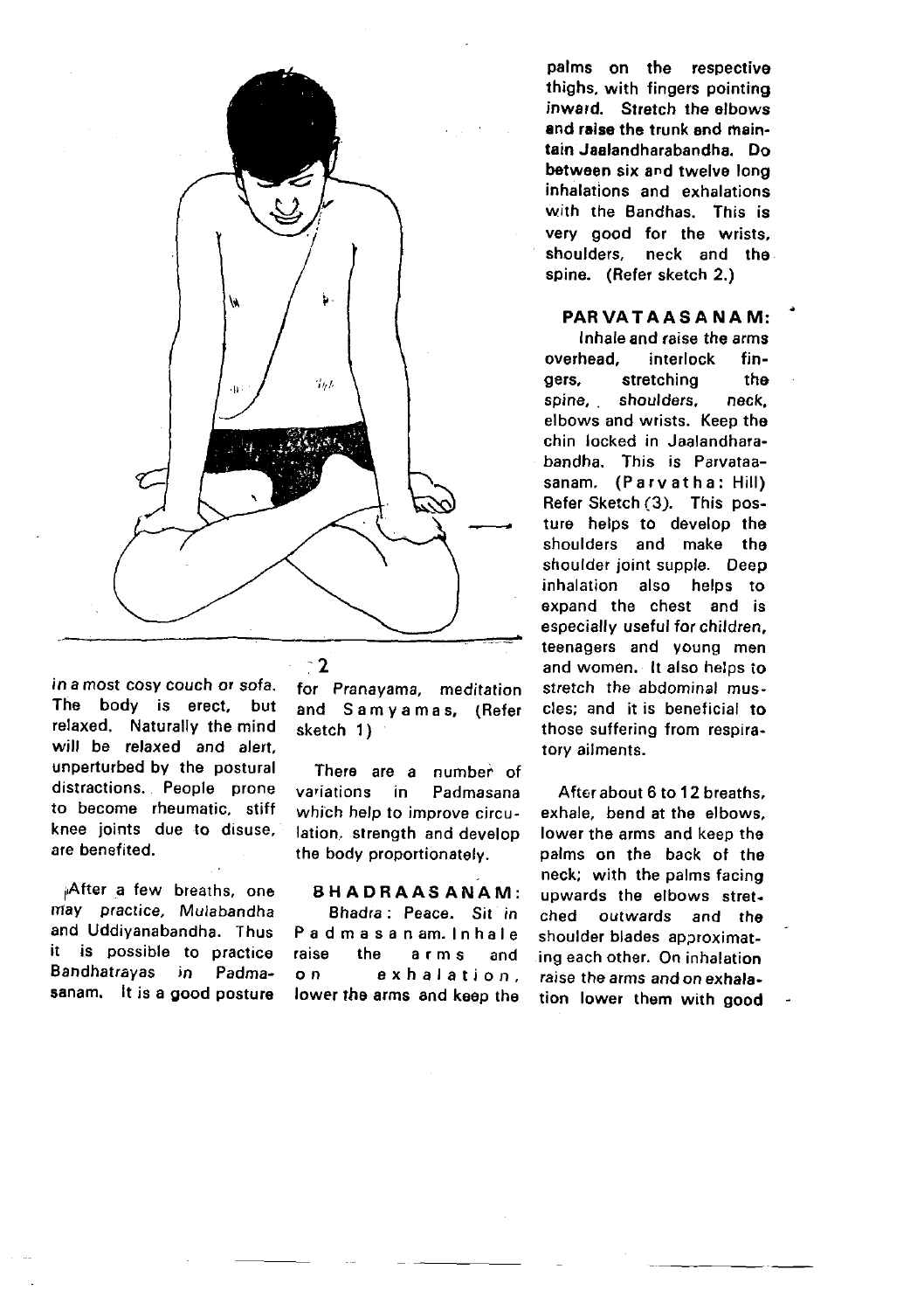2

in a most cosy couch or sofa. The body is erect, but relaxed. Naturally the mind will be relaxed and alert, unperturbed by the postural distractions. People prone to become rheumatic, stiff knee joints due to disuse, are benefited.

After a few breaths, one may practice, *Mulabandha* and Uddiyanabandha. Thus it is possible to practice Bandhatrayas in Padmasanam. It is a good posture for Pranayama, meditation and Samyamas, (Refer sketch 1)

There are a number of variations in Padmasana which help to improve circulation, strength and develop the body proportionately.

**BHADRAASANAM:**

Bhadra : Peace. Sit in Padmasanam. Inhale raise the arms and on exhalation, lower the arms and keep the palms on the respective thighs, with fingers pointing inward. Stretch the elbows and raise the trunk and maintain Jaalandharabandha. Do between six and twelve long inhalations and exhalations with the Bandhas. This is very good for the wrists, shoulders, neck and the spine. (Refer sketch 2.)

**PARVATAASANAM:**

Inhale and raise the arms overhead, interlock fingers, stretching the spine, shoulders, neck, elbows and wrists. Keep the chin locked in Jaalandharabandha. This is Parvataasanam. (Parvatha: Hill) Refer Sketch (3). This posture helps to develop the shoulders and make the shoulder joint supple. Deep inhalation also helps to expand the chest and is especially useful for children, teenagers and young men and women. It also helps to stretch the abdominal muscles; and it is beneficial to those suffering from respiratory ailments.

After about 6 to 12 breaths, exhale, bend at the elbows, lower the arms and keep the palms on the back of the neck; with the palms facing upwards the elbows stretched outwards and the shoulder blades approximating each other. On inhalation raise the arms and on exhalation lower them with good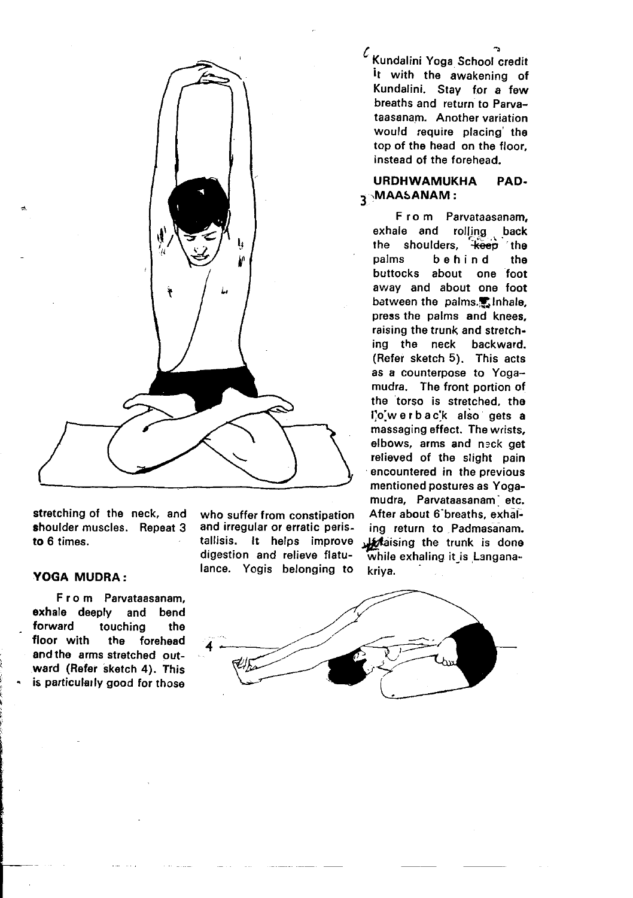stretching of the neck, and shoulder muscles. Repeat 3 to 6 times.

### YOGA MUDRA:

From Parvataasanam, exhale deeply and bend forward touching the floor with the forehead and the arms stretched outward (Refer sketch 4). This is particularly good for those who suffer from constipation and irregular or erratic peristallisis. It helps improve digestion and relieve flatulance. Yogis belonging to Kundalini Yoga School credit it with the awakening of Kundalini. Stay for a few breaths and return to Parvataasanam. Another variation would require placing the top of the head on the floor, instead of the forehead.

### URDHWAMUKHA PADMAASANAM:

From Parvataasanam, exhale and rolling back the shoulders, keep the palms behind the buttocks about one foot away and about one foot between the palms. Inhale, press the palms and knees, raising the trunk and stretching the neck backward. (Refer sketch 5). This acts as a counterpose to Yogamudra. The front portion of the torso is stretched, the lowerback also gets a massaging effect. The wrists, elbows, arms and neck get relieved of the slight pain encountered in the previous mentioned postures as Yogamudra, Parvataasanam etc. After about 6 breaths, exhaling return to Padmasanam. If raising the trunk is done while exhaling it is Langanakriya.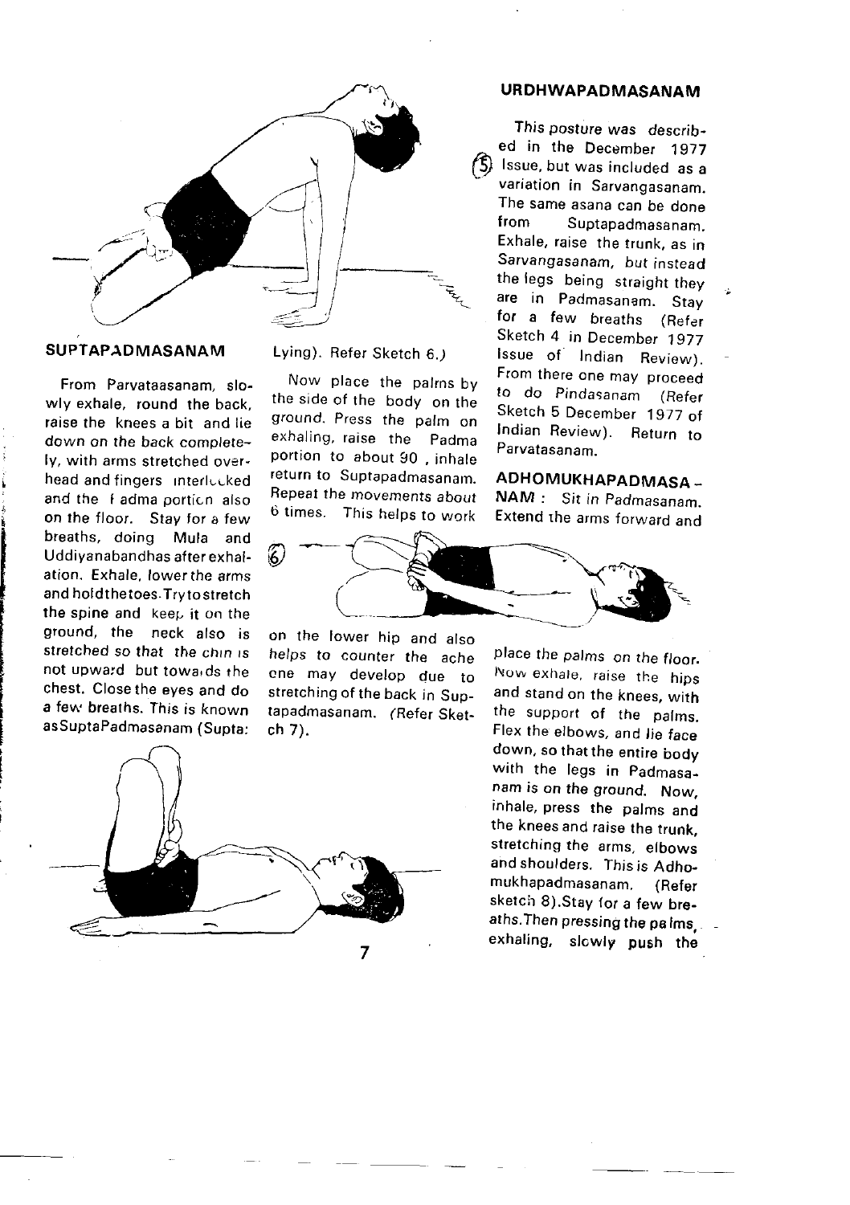## SUPTAPADMASANAM

From Parvataasanam, slowly exhale, round the back, raise the knees a bit and lie down on the back completely, with arms stretched overhead and fingers interlocked and the Padma portion also on the floor. Stay for a few breaths, doing Mula and Uddiyanabandhas after exhalation. Exhale, lower the arms and hold the toes. Try to stretch the spine and keep it on the ground, the neck also is stretched so that the chin is not upward but towards the chest. Close the eyes and do a few breaths. This is known as SuptaPadmasanam (Supta: Lying). Refer Sketch 6.)

Now place the palms by the side of the body on the ground. Press the palm on exhaling, raise the Padma portion to about 90, inhale return to Suptapadmasanam. Repeat the movements about 6 times. This helps to work on the lower hip and also helps to counter the ache one may develop due to stretching of the back in Suptapadmasanam. (Refer Sketch 7).

## URDHWAPADMASANAM

This posture was described in the December 1977 Issue, but was included as a variation in Sarvangasanam. The same asana can be done from Suptapadmasanam. Exhale, raise the trunk, as in Sarvangasanam, but instead the legs being straight they are in Padmasanam. Stay for a few breaths (Refer Sketch 4 in December 1977 Issue of Indian Review). From there one may proceed to do Pindasanam (Refer Sketch 5 December 1977 of Indian Review). Return to Parvatasanam.

**ADHOMUKHAPADMASANAM** : *Sit in Padmasanam. Extend the arms forward and place the palms on the floor.* Now exhale, raise the hips and stand on the knees, with the support of the palms. Flex the elbows, and lie face down, so that the entire body with the legs in Padmasanam is on the ground. Now, inhale, press the palms and the knees and raise the trunk, stretching the arms, elbows and shoulders. This is Adhomukhapadmasanam. (Refer sketch 8). Stay for a few breaths. Then pressing the palms, exhaling, slowly push the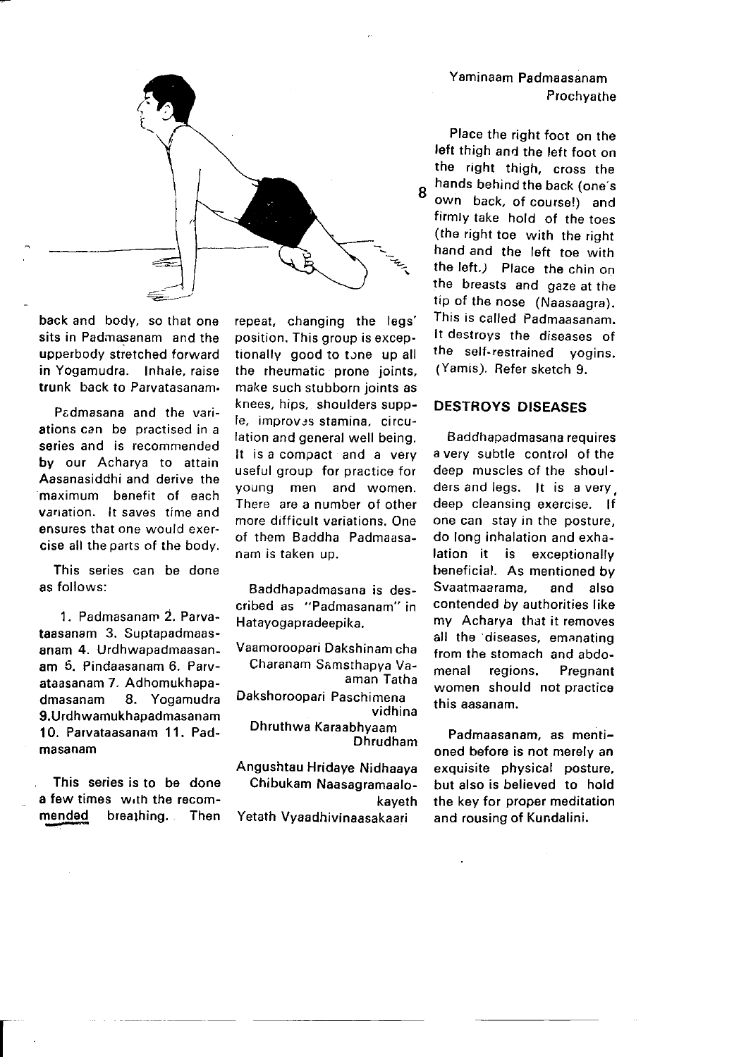back and body, so that one sits in Padmasanam and the upperbody stretched forward in Yogamudra. Inhale, raise trunk back to Parvatasanam.

Padmasana and the variations can be practised in a series and is recommended by our Acharya to attain Aasanasiddhi and derive the maximum benefit of each variation. It saves time and ensures that one would exercise all the parts of the body.

This series can be done as follows:

1. Padmasanam 2. Parvataasanam 3. Suptapadmaasanam 4. Urdhwapadmaasanam 5. Pindaasanam 6. Parvataasanam 7. Adhomukhapadmasanam 8. Yogamudra 9. Urdhwamukhapadmasanam 10. Parvataasanam 11. Padmasanam

This series is to be done a few times with the recommended breathing. Then repeat, changing the legs' position. This group is exceptionally good to tone up all the rheumatic prone joints, make such stubborn joints as knees, hips, shoulders supple, improves stamina, circulation and general well being. It is a compact and a very useful group for practice for young men and women. There are a number of other more difficult variations. One of them Baddha Padmaasanam is taken up.

Baddhapadmasana is described as "Padmasanam" in Hatayogapradeepika.

Vaamoroopari Dakshinam cha
Charanam Samsthapya Vaaman Tatha
Dakshoroopari Paschimena vidhina
Dhruthwa Karaabhyaam Dhrudham
Angushtau Hridaye Nidhaaya
Chibukam Naasagramaalokayeth
Yetath Vyaadhivinaasakaari
Yaminaam Padmaasanam Prochyathe

Place the right foot on the left thigh and the left foot on the right thigh, cross the hands behind the back (one's own back, of course!) and firmly take hold of the toes (the right toe with the right hand and the left toe with the left.) Place the chin on the breasts and gaze at the tip of the nose (Naasaagra). This is called Padmaasanam. It destroys the diseases of the self-restrained yogins. (Yamis). Refer sketch 9.

## DESTROYS DISEASES

Baddhapadmasana requires a very subtle control of the deep muscles of the shoulders and legs. It is a very deep cleansing exercise. If one can stay in the posture, do long inhalation and exhalation it is exceptionally beneficial. As mentioned by Svaatmaarama, and also contended by authorities like my Acharya that it removes all the diseases, emanating from the stomach and abdomenal regions. Pregnant women should not practice this aasanam.

Padmaasanam, as mentioned before is not merely an exquisite physical posture, but also is believed to hold the key for proper meditation and rousing of Kundalini.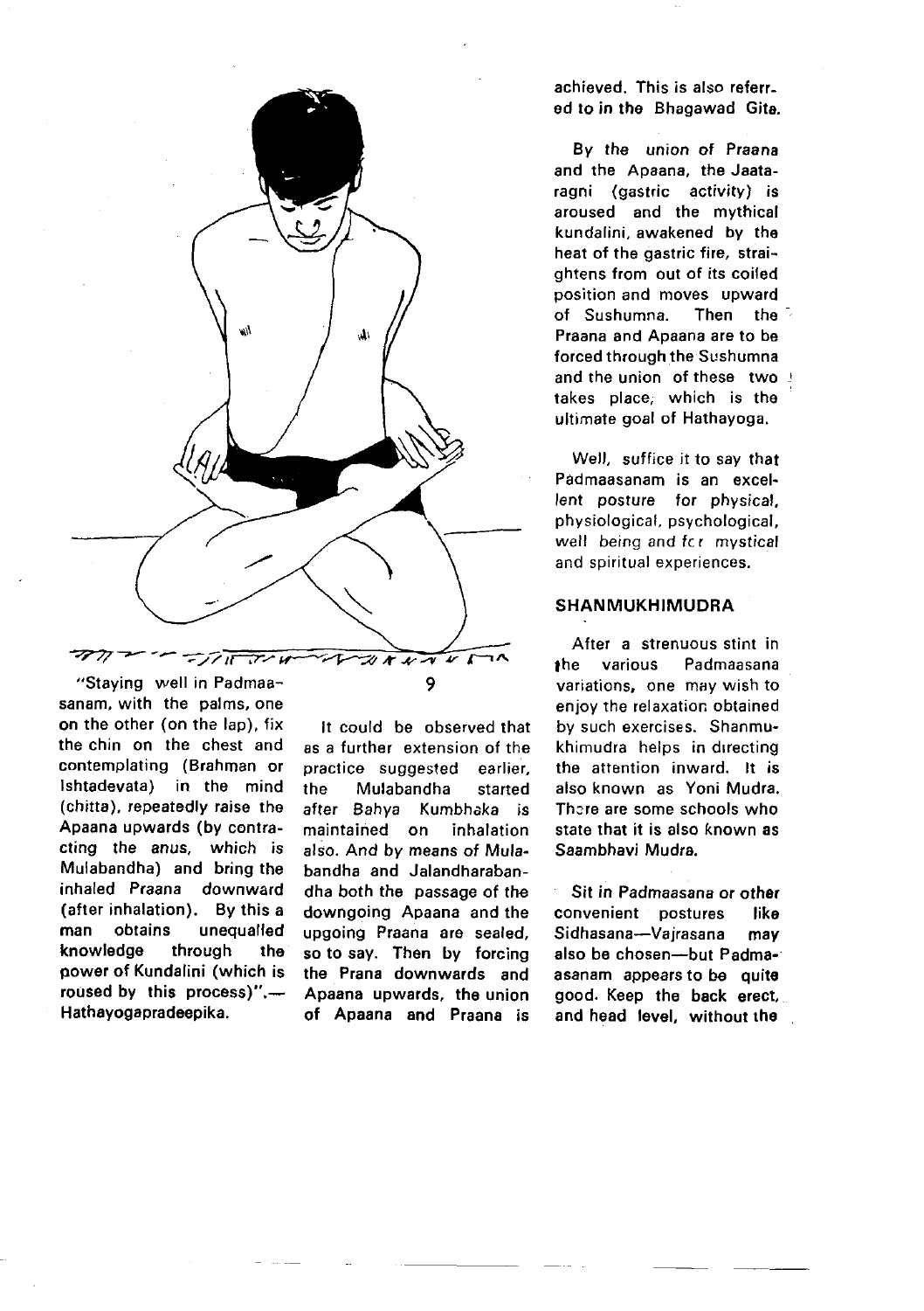"Staying well in Padmaasanam, with the palms, one on the other (on the lap), fix the chin on the chest and contemplating (Brahman or Ishtadevata) in the mind (chitta), repeatedly raise the Apaana upwards (by contracting the anus, which is Mulabandha) and bring the inhaled Praana downward (after inhalation). By this a man obtains unequalled knowledge through the power of Kundalini (which is roused by this process)".— Hathayogapradeepika.

It could be observed that as a further extension of the practice suggested earlier, the Mulabandha started after Bahya Kumbhaka is maintained on inhalation also. And by means of Mulabandha and Jalandharabandha both the passage of the downgoing Apaana and the upgoing Praana are sealed, so to say. Then by forcing the Prana downwards and Apaana upwards, the union of Apaana and Praana is achieved. This is also referred to in the Bhagawad Gita.

By the union of Praana and the Apaana, the Jaataragni (gastric activity) is aroused and the mythical kundalini, awakened by the heat of the gastric fire, straightens from out of its coiled position and moves upward of Sushumna. Then the Praana and Apaana are to be forced through the Sushumna and the union of these two takes place, which is the ultimate goal of Hathayoga.

Well, suffice it to say that Padmaasanam is an excellent posture for physical, physiological, psychological, well being and for mystical and spiritual experiences.

## SHANMUKHIMUDRA

After a strenuous stint in the various Padmaasana variations, one may wish to enjoy the relaxation obtained by such exercises. Shanmukhimudra helps in directing the attention inward. It is also known as Yoni Mudra. There are some schools who state that it is also known as Saambhavi Mudra.

Sit in Padmaasana or other convenient postures like Sidhasana—Vajrasana may also be chosen—but Padmaasanam appears to be quite good. Keep the back erect, and head level, without the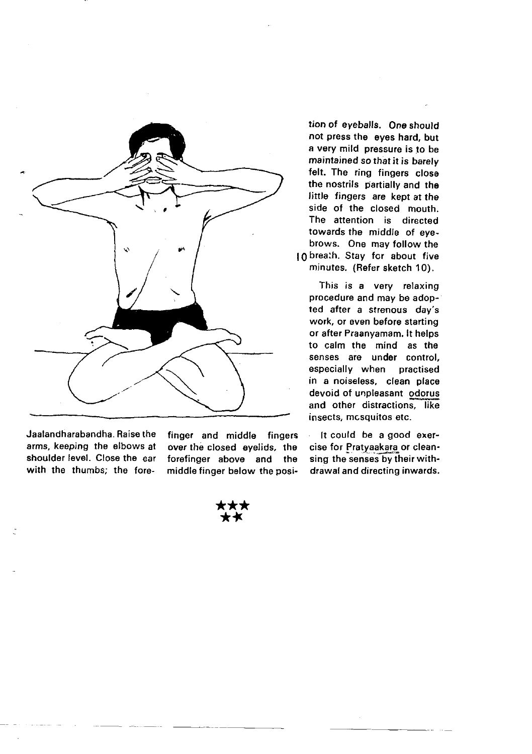Jaalandharabandha. Raise the arms, keeping the elbows at shoulder level. Close the ear with the thumbs; the fore-finger and middle fingers over the closed eyelids, the forefinger above and the middle finger below the position of eyeballs. One should not press the eyes hard, but a very mild pressure is to be maintained so that it is barely felt. The ring fingers close the nostrils partially and the little fingers are kept at the side of the closed mouth. The attention is directed towards the middle of eye-brows. One may follow the breath. Stay for about five minutes. (Refer sketch 10).

10

This is a very relaxing procedure and may be adopted after a strenous day's work, or even before starting or after Praanyamam. It helps to calm the mind as the senses are under control, especially when practised in a noiseless, clean place devoid of unpleasant odorus and other distractions, like insects, mosquitos etc.

It could be a good exercise for Pratyaakara or cleansing the senses by their withdrawal and directing inwards.

★★★
★★